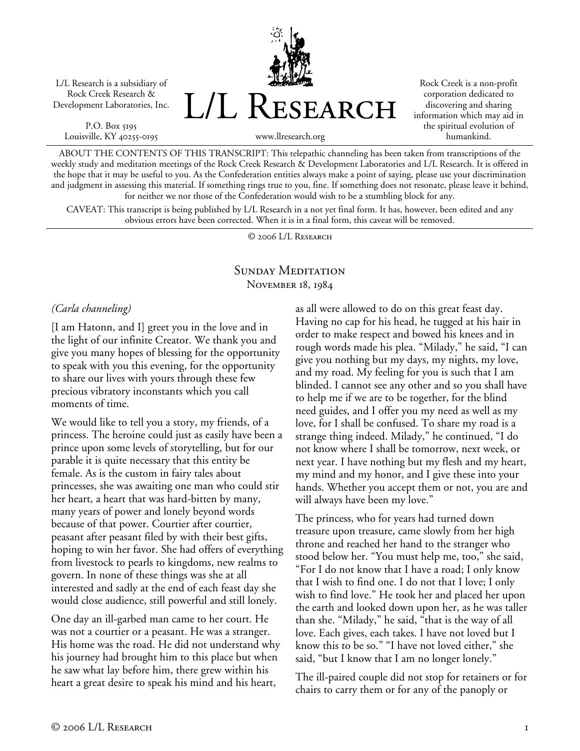L/L Research is a subsidiary of Rock Creek Research & Development Laboratories, Inc.

P.O. Box 5195
Louisville, KY 40255-0195

# L/L Research

www.llresearch.org

Rock Creek is a non-profit corporation dedicated to discovering and sharing information which may aid in the spiritual evolution of humankind.

ABOUT THE CONTENTS OF THIS TRANSCRIPT: This telepathic channeling has been taken from transcriptions of the weekly study and meditation meetings of the Rock Creek Research & Development Laboratories and L/L Research. It is offered in the hope that it may be useful to you. As the Confederation entities always make a point of saying, please use your discrimination and judgment in assessing this material. If something rings true to you, fine. If something does not resonate, please leave it behind, for neither we nor those of the Confederation would wish to be a stumbling block for any.

CAVEAT: This transcript is being published by L/L Research in a not yet final form. It has, however, been edited and any obvious errors have been corrected. When it is in a final form, this caveat will be removed.

© 2006 L/L Research

## Sunday Meditation
### November 18, 1984

*(Carla channeling)*

[I am Hatonn, and I] greet you in the love and in the light of our infinite Creator. We thank you and give you many hopes of blessing for the opportunity to speak with you this evening, for the opportunity to share our lives with yours through these few precious vibratory inconstants which you call moments of time.

We would like to tell you a story, my friends, of a princess. The heroine could just as easily have been a prince upon some levels of storytelling, but for our parable it is quite necessary that this entity be female. As is the custom in fairy tales about princesses, she was awaiting one man who could stir her heart, a heart that was hard-bitten by many, many years of power and lonely beyond words because of that power. Courtier after courtier, peasant after peasant filed by with their best gifts, hoping to win her favor. She had offers of everything from livestock to pearls to kingdoms, new realms to govern. In none of these things was she at all interested and sadly at the end of each feast day she would close audience, still powerful and still lonely.

One day an ill-garbed man came to her court. He was not a courtier or a peasant. He was a stranger. His home was the road. He did not understand why his journey had brought him to this place but when he saw what lay before him, there grew within his heart a great desire to speak his mind and his heart, as all were allowed to do on this great feast day. Having no cap for his head, he tugged at his hair in order to make respect and bowed his knees and in rough words made his plea. "Milady," he said, "I can give you nothing but my days, my nights, my love, and my road. My feeling for you is such that I am blinded. I cannot see any other and so you shall have to help me if we are to be together, for the blind need guides, and I offer you my need as well as my love, for I shall be confused. To share my road is a strange thing indeed. Milady," he continued, "I do not know where I shall be tomorrow, next week, or next year. I have nothing but my flesh and my heart, my mind and my honor, and I give these into your hands. Whether you accept them or not, you are and will always have been my love."

The princess, who for years had turned down treasure upon treasure, came slowly from her high throne and reached her hand to the stranger who stood below her. "You must help me, too," she said, "For I do not know that I have a road; I only know that I wish to find one. I do not that I love; I only wish to find love." He took her and placed her upon the earth and looked down upon her, as he was taller than she. "Milady," he said, "that is the way of all love. Each gives, each takes. I have not loved but I know this to be so." "I have not loved either," she said, "but I know that I am no longer lonely."

The ill-paired couple did not stop for retainers or for chairs to carry them or for any of the panoply or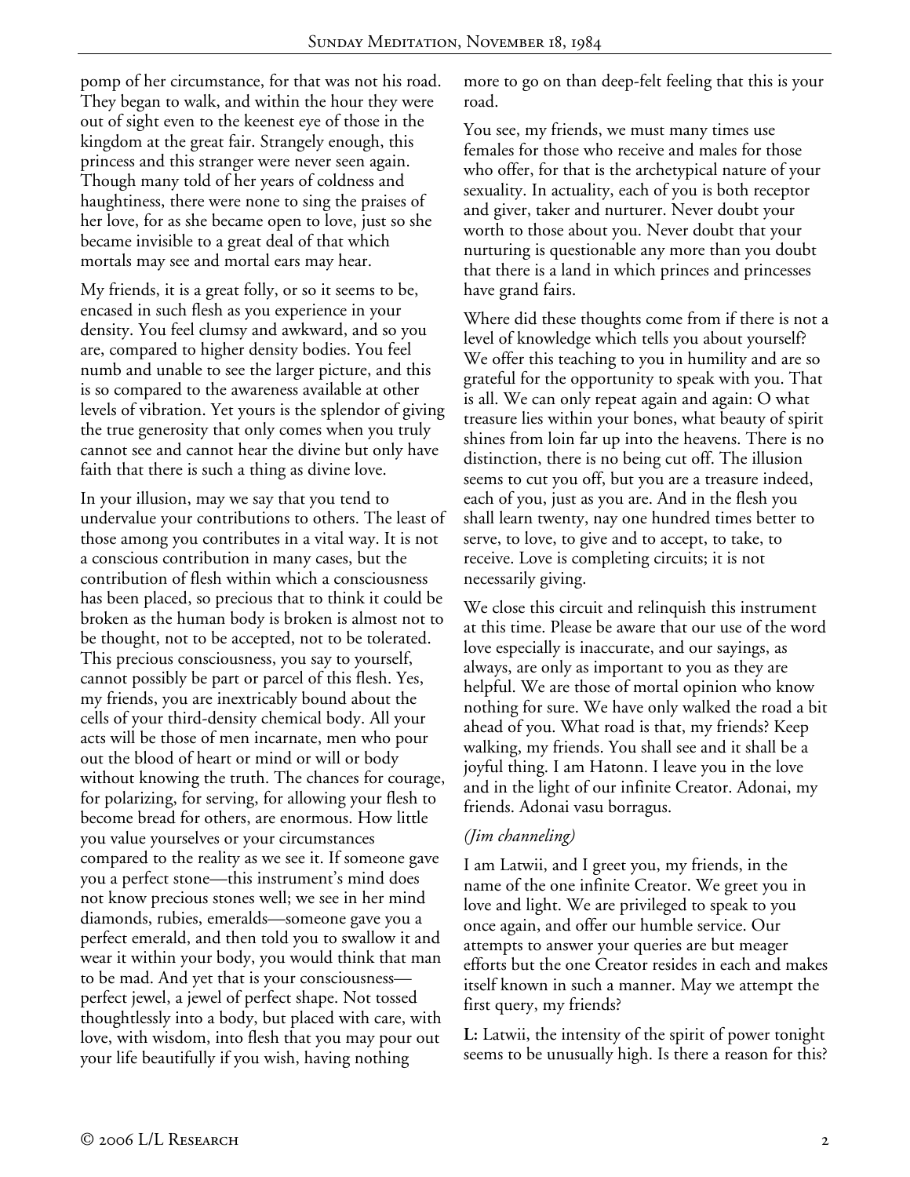pomp of her circumstance, for that was not his road. They began to walk, and within the hour they were out of sight even to the keenest eye of those in the kingdom at the great fair. Strangely enough, this princess and this stranger were never seen again. Though many told of her years of coldness and haughtiness, there were none to sing the praises of her love, for as she became open to love, just so she became invisible to a great deal of that which mortals may see and mortal ears may hear.

My friends, it is a great folly, or so it seems to be, encased in such flesh as you experience in your density. You feel clumsy and awkward, and so you are, compared to higher density bodies. You feel numb and unable to see the larger picture, and this is so compared to the awareness available at other levels of vibration. Yet yours is the splendor of giving the true generosity that only comes when you truly cannot see and cannot hear the divine but only have faith that there is such a thing as divine love.

In your illusion, may we say that you tend to undervalue your contributions to others. The least of those among you contributes in a vital way. It is not a conscious contribution in many cases, but the contribution of flesh within which a consciousness has been placed, so precious that to think it could be broken as the human body is broken is almost not to be thought, not to be accepted, not to be tolerated. This precious consciousness, you say to yourself, cannot possibly be part or parcel of this flesh. Yes, my friends, you are inextricably bound about the cells of your third-density chemical body. All your acts will be those of men incarnate, men who pour out the blood of heart or mind or will or body without knowing the truth. The chances for courage, for polarizing, for serving, for allowing your flesh to become bread for others, are enormous. How little you value yourselves or your circumstances compared to the reality as we see it. If someone gave you a perfect stone—this instrument's mind does not know precious stones well; we see in her mind diamonds, rubies, emeralds—someone gave you a perfect emerald, and then told you to swallow it and wear it within your body, you would think that man to be mad. And yet that is your consciousness—perfect jewel, a jewel of perfect shape. Not tossed thoughtlessly into a body, but placed with care, with love, with wisdom, into flesh that you may pour out your life beautifully if you wish, having nothing more to go on than deep-felt feeling that this is your road.

You see, my friends, we must many times use females for those who receive and males for those who offer, for that is the archetypical nature of your sexuality. In actuality, each of you is both receptor and giver, taker and nurturer. Never doubt your worth to those about you. Never doubt that your nurturing is questionable any more than you doubt that there is a land in which princes and princesses have grand fairs.

Where did these thoughts come from if there is not a level of knowledge which tells you about yourself? We offer this teaching to you in humility and are so grateful for the opportunity to speak with you. That is all. We can only repeat again and again: O what treasure lies within your bones, what beauty of spirit shines from loin far up into the heavens. There is no distinction, there is no being cut off. The illusion seems to cut you off, but you are a treasure indeed, each of you, just as you are. And in the flesh you shall learn twenty, nay one hundred times better to serve, to love, to give and to accept, to take, to receive. Love is completing circuits; it is not necessarily giving.

We close this circuit and relinquish this instrument at this time. Please be aware that our use of the word love especially is inaccurate, and our sayings, as always, are only as important to you as they are helpful. We are those of mortal opinion who know nothing for sure. We have only walked the road a bit ahead of you. What road is that, my friends? Keep walking, my friends. You shall see and it shall be a joyful thing. I am Hatonn. I leave you in the love and in the light of our infinite Creator. Adonai, my friends. Adonai vasu borragus.

*(Jim channeling)*

I am Latwii, and I greet you, my friends, in the name of the one infinite Creator. We greet you in love and light. We are privileged to speak to you once again, and offer our humble service. Our attempts to answer your queries are but meager efforts but the one Creator resides in each and makes itself known in such a manner. May we attempt the first query, my friends?

**L:** Latwii, the intensity of the spirit of power tonight seems to be unusually high. Is there a reason for this?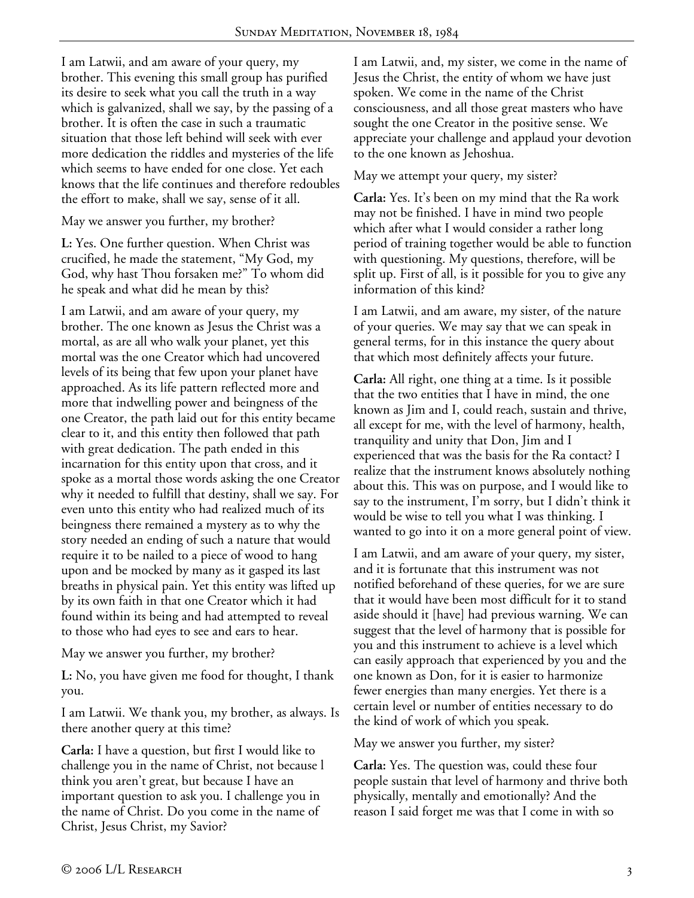I am Latwii, and am aware of your query, my brother. This evening this small group has purified its desire to seek what you call the truth in a way which is galvanized, shall we say, by the passing of a brother. It is often the case in such a traumatic situation that those left behind will seek with ever more dedication the riddles and mysteries of the life which seems to have ended for one close. Yet each knows that the life continues and therefore redoubles the effort to make, shall we say, sense of it all.

May we answer you further, my brother?

**L:** Yes. One further question. When Christ was crucified, he made the statement, "My God, my God, why hast Thou forsaken me?" To whom did he speak and what did he mean by this?

I am Latwii, and am aware of your query, my brother. The one known as Jesus the Christ was a mortal, as are all who walk your planet, yet this mortal was the one Creator which had uncovered levels of its being that few upon your planet have approached. As its life pattern reflected more and more that indwelling power and beingness of the one Creator, the path laid out for this entity became clear to it, and this entity then followed that path with great dedication. The path ended in this incarnation for this entity upon that cross, and it spoke as a mortal those words asking the one Creator why it needed to fulfill that destiny, shall we say. For even unto this entity who had realized much of its beingness there remained a mystery as to why the story needed an ending of such a nature that would require it to be nailed to a piece of wood to hang upon and be mocked by many as it gasped its last breaths in physical pain. Yet this entity was lifted up by its own faith in that one Creator which it had found within its being and had attempted to reveal to those who had eyes to see and ears to hear.

May we answer you further, my brother?

**L:** No, you have given me food for thought, I thank you.

I am Latwii. We thank you, my brother, as always. Is there another query at this time?

**Carla:** I have a question, but first I would like to challenge you in the name of Christ, not because I think you aren't great, but because I have an important question to ask you. I challenge you in the name of Christ. Do you come in the name of Christ, Jesus Christ, my Savior?

I am Latwii, and, my sister, we come in the name of Jesus the Christ, the entity of whom we have just spoken. We come in the name of the Christ consciousness, and all those great masters who have sought the one Creator in the positive sense. We appreciate your challenge and applaud your devotion to the one known as Jehoshua.

May we attempt your query, my sister?

**Carla:** Yes. It's been on my mind that the Ra work may not be finished. I have in mind two people which after what I would consider a rather long period of training together would be able to function with questioning. My questions, therefore, will be split up. First of all, is it possible for you to give any information of this kind?

I am Latwii, and am aware, my sister, of the nature of your queries. We may say that we can speak in general terms, for in this instance the query about that which most definitely affects your future.

**Carla:** All right, one thing at a time. Is it possible that the two entities that I have in mind, the one known as Jim and I, could reach, sustain and thrive, all except for me, with the level of harmony, health, tranquility and unity that Don, Jim and I experienced that was the basis for the Ra contact? I realize that the instrument knows absolutely nothing about this. This was on purpose, and I would like to say to the instrument, I'm sorry, but I didn't think it would be wise to tell you what I was thinking. I wanted to go into it on a more general point of view.

I am Latwii, and am aware of your query, my sister, and it is fortunate that this instrument was not notified beforehand of these queries, for we are sure that it would have been most difficult for it to stand aside should it [have] had previous warning. We can suggest that the level of harmony that is possible for you and this instrument to achieve is a level which can easily approach that experienced by you and the one known as Don, for it is easier to harmonize fewer energies than many energies. Yet there is a certain level or number of entities necessary to do the kind of work of which you speak.

May we answer you further, my sister?

**Carla:** Yes. The question was, could these four people sustain that level of harmony and thrive both physically, mentally and emotionally? And the reason I said forget me was that I come in with so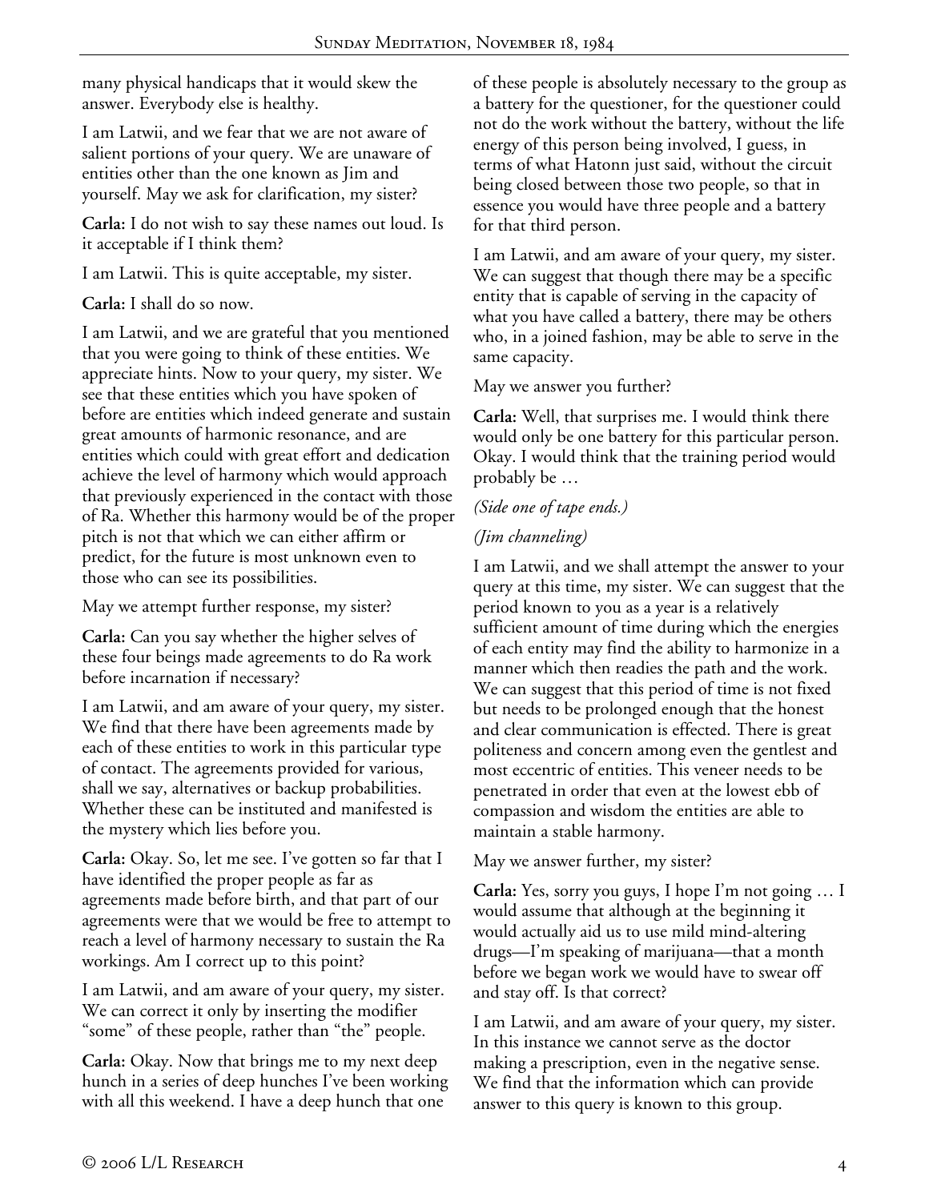many physical handicaps that it would skew the answer. Everybody else is healthy.

I am Latwii, and we fear that we are not aware of salient portions of your query. We are unaware of entities other than the one known as Jim and yourself. May we ask for clarification, my sister?

**Carla:** I do not wish to say these names out loud. Is it acceptable if I think them?

I am Latwii. This is quite acceptable, my sister.

**Carla:** I shall do so now.

I am Latwii, and we are grateful that you mentioned that you were going to think of these entities. We appreciate hints. Now to your query, my sister. We see that these entities which you have spoken of before are entities which indeed generate and sustain great amounts of harmonic resonance, and are entities which could with great effort and dedication achieve the level of harmony which would approach that previously experienced in the contact with those of Ra. Whether this harmony would be of the proper pitch is not that which we can either affirm or predict, for the future is most unknown even to those who can see its possibilities.

May we attempt further response, my sister?

**Carla:** Can you say whether the higher selves of these four beings made agreements to do Ra work before incarnation if necessary?

I am Latwii, and am aware of your query, my sister. We find that there have been agreements made by each of these entities to work in this particular type of contact. The agreements provided for various, shall we say, alternatives or backup probabilities. Whether these can be instituted and manifested is the mystery which lies before you.

**Carla:** Okay. So, let me see. I've gotten so far that I have identified the proper people as far as agreements made before birth, and that part of our agreements were that we would be free to attempt to reach a level of harmony necessary to sustain the Ra workings. Am I correct up to this point?

I am Latwii, and am aware of your query, my sister. We can correct it only by inserting the modifier "some" of these people, rather than "the" people.

**Carla:** Okay. Now that brings me to my next deep hunch in a series of deep hunches I've been working with all this weekend. I have a deep hunch that one of these people is absolutely necessary to the group as a battery for the questioner, for the questioner could not do the work without the battery, without the life energy of this person being involved, I guess, in terms of what Hatonn just said, without the circuit being closed between those two people, so that in essence you would have three people and a battery for that third person.

I am Latwii, and am aware of your query, my sister. We can suggest that though there may be a specific entity that is capable of serving in the capacity of what you have called a battery, there may be others who, in a joined fashion, may be able to serve in the same capacity.

May we answer you further?

**Carla:** Well, that surprises me. I would think there would only be one battery for this particular person. Okay. I would think that the training period would probably be …

*(Side one of tape ends.)*

*(Jim channeling)*

I am Latwii, and we shall attempt the answer to your query at this time, my sister. We can suggest that the period known to you as a year is a relatively sufficient amount of time during which the energies of each entity may find the ability to harmonize in a manner which then readies the path and the work. We can suggest that this period of time is not fixed but needs to be prolonged enough that the honest and clear communication is effected. There is great politeness and concern among even the gentlest and most eccentric of entities. This veneer needs to be penetrated in order that even at the lowest ebb of compassion and wisdom the entities are able to maintain a stable harmony.

May we answer further, my sister?

**Carla:** Yes, sorry you guys, I hope I'm not going … I would assume that although at the beginning it would actually aid us to use mild mind-altering drugs—I'm speaking of marijuana—that a month before we began work we would have to swear off and stay off. Is that correct?

I am Latwii, and am aware of your query, my sister. In this instance we cannot serve as the doctor making a prescription, even in the negative sense. We find that the information which can provide answer to this query is known to this group.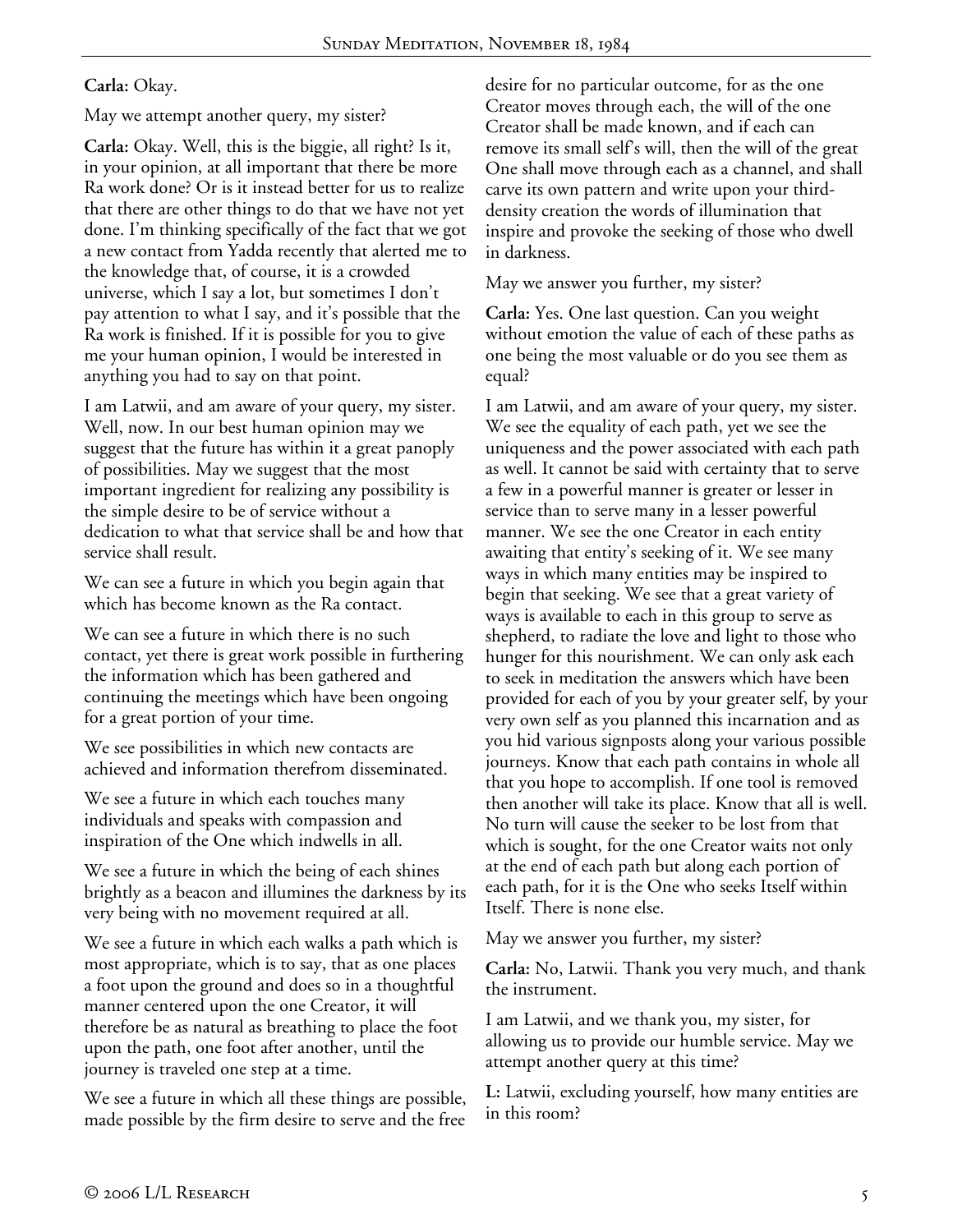**Carla:** Okay.

May we attempt another query, my sister?

**Carla:** Okay. Well, this is the biggie, all right? Is it, in your opinion, at all important that there be more Ra work done? Or is it instead better for us to realize that there are other things to do that we have not yet done. I'm thinking specifically of the fact that we got a new contact from Yadda recently that alerted me to the knowledge that, of course, it is a crowded universe, which I say a lot, but sometimes I don't pay attention to what I say, and it's possible that the Ra work is finished. If it is possible for you to give me your human opinion, I would be interested in anything you had to say on that point.

I am Latwii, and am aware of your query, my sister. Well, now. In our best human opinion may we suggest that the future has within it a great panoply of possibilities. May we suggest that the most important ingredient for realizing any possibility is the simple desire to be of service without a dedication to what that service shall be and how that service shall result.

We can see a future in which you begin again that which has become known as the Ra contact.

We can see a future in which there is no such contact, yet there is great work possible in furthering the information which has been gathered and continuing the meetings which have been ongoing for a great portion of your time.

We see possibilities in which new contacts are achieved and information therefrom disseminated.

We see a future in which each touches many individuals and speaks with compassion and inspiration of the One which indwells in all.

We see a future in which the being of each shines brightly as a beacon and illumines the darkness by its very being with no movement required at all.

We see a future in which each walks a path which is most appropriate, which is to say, that as one places a foot upon the ground and does so in a thoughtful manner centered upon the one Creator, it will therefore be as natural as breathing to place the foot upon the path, one foot after another, until the journey is traveled one step at a time.

We see a future in which all these things are possible, made possible by the firm desire to serve and the free desire for no particular outcome, for as the one Creator moves through each, the will of the one Creator shall be made known, and if each can remove its small self's will, then the will of the great One shall move through each as a channel, and shall carve its own pattern and write upon your third-density creation the words of illumination that inspire and provoke the seeking of those who dwell in darkness.

May we answer you further, my sister?

**Carla:** Yes. One last question. Can you weight without emotion the value of each of these paths as one being the most valuable or do you see them as equal?

I am Latwii, and am aware of your query, my sister. We see the equality of each path, yet we see the uniqueness and the power associated with each path as well. It cannot be said with certainty that to serve a few in a powerful manner is greater or lesser in service than to serve many in a lesser powerful manner. We see the one Creator in each entity awaiting that entity's seeking of it. We see many ways in which many entities may be inspired to begin that seeking. We see that a great variety of ways is available to each in this group to serve as shepherd, to radiate the love and light to those who hunger for this nourishment. We can only ask each to seek in meditation the answers which have been provided for each of you by your greater self, by your very own self as you planned this incarnation and as you hid various signposts along your various possible journeys. Know that each path contains in whole all that you hope to accomplish. If one tool is removed then another will take its place. Know that all is well. No turn will cause the seeker to be lost from that which is sought, for the one Creator waits not only at the end of each path but along each portion of each path, for it is the One who seeks Itself within Itself. There is none else.

May we answer you further, my sister?

**Carla:** No, Latwii. Thank you very much, and thank the instrument.

I am Latwii, and we thank you, my sister, for allowing us to provide our humble service. May we attempt another query at this time?

**L:** Latwii, excluding yourself, how many entities are in this room?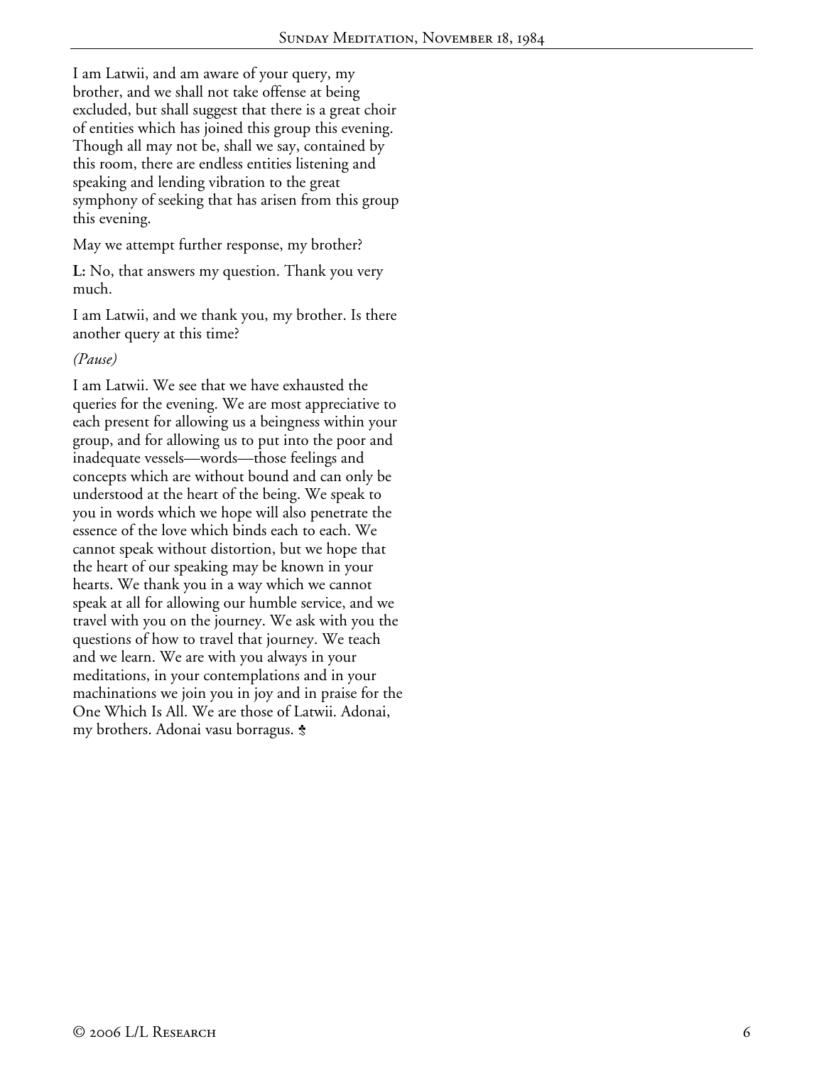I am Latwii, and am aware of your query, my brother, and we shall not take offense at being excluded, but shall suggest that there is a great choir of entities which has joined this group this evening. Though all may not be, shall we say, contained by this room, there are endless entities listening and speaking and lending vibration to the great symphony of seeking that has arisen from this group this evening.

May we attempt further response, my brother?

**L:** No, that answers my question. Thank you very much.

I am Latwii, and we thank you, my brother. Is there another query at this time?

*(Pause)*

I am Latwii. We see that we have exhausted the queries for the evening. We are most appreciative to each present for allowing us a beingness within your group, and for allowing us to put into the poor and inadequate vessels—words—those feelings and concepts which are without bound and can only be understood at the heart of the being. We speak to you in words which we hope will also penetrate the essence of the love which binds each to each. We cannot speak without distortion, but we hope that the heart of our speaking may be known in your hearts. We thank you in a way which we cannot speak at all for allowing our humble service, and we travel with you on the journey. We ask with you the questions of how to travel that journey. We teach and we learn. We are with you always in your meditations, in your contemplations and in your machinations we join you in joy and in praise for the One Which Is All. We are those of Latwii. Adonai, my brothers. Adonai vasu borragus. ✣